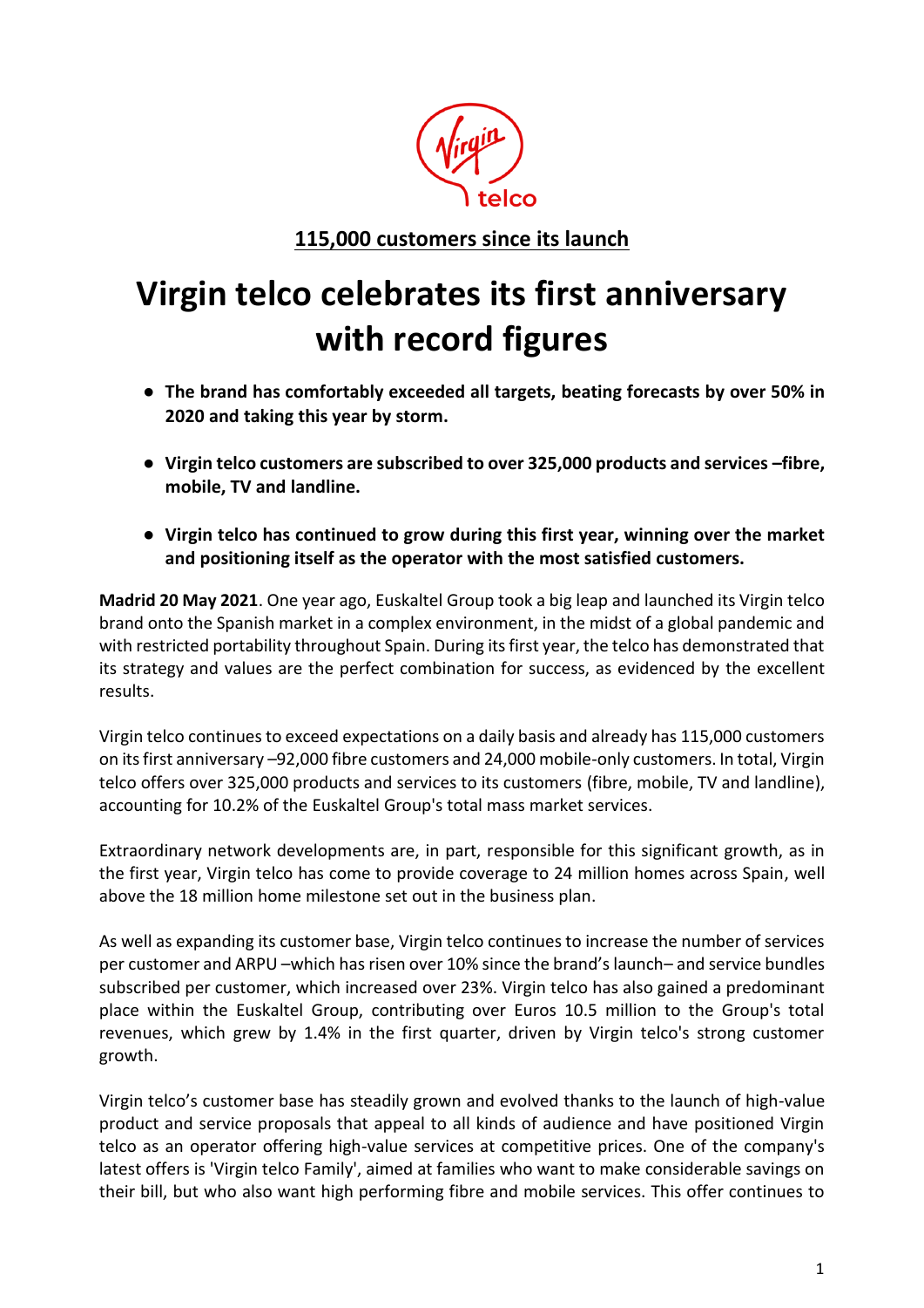**115,000 customers since its launch**

# Virgin telco celebrates its first anniversary with record figures

- **The brand has comfortably exceeded all targets, beating forecasts by over 50% in 2020 and taking this year by storm.**
- **Virgin telco customers are subscribed to over 325,000 products and services –fibre, mobile, TV and landline.**
- **Virgin telco has continued to grow during this first year, winning over the market and positioning itself as the operator with the most satisfied customers.**

**Madrid 20 May 2021**. One year ago, Euskaltel Group took a big leap and launched its Virgin telco brand onto the Spanish market in a complex environment, in the midst of a global pandemic and with restricted portability throughout Spain. During its first year, the telco has demonstrated that its strategy and values are the perfect combination for success, as evidenced by the excellent results.

Virgin telco continues to exceed expectations on a daily basis and already has 115,000 customers on its first anniversary –92,000 fibre customers and 24,000 mobile-only customers. In total, Virgin telco offers over 325,000 products and services to its customers (fibre, mobile, TV and landline), accounting for 10.2% of the Euskaltel Group's total mass market services.

Extraordinary network developments are, in part, responsible for this significant growth, as in the first year, Virgin telco has come to provide coverage to 24 million homes across Spain, well above the 18 million home milestone set out in the business plan.

As well as expanding its customer base, Virgin telco continues to increase the number of services per customer and ARPU –which has risen over 10% since the brand's launch– and service bundles subscribed per customer, which increased over 23%. Virgin telco has also gained a predominant place within the Euskaltel Group, contributing over Euros 10.5 million to the Group's total revenues, which grew by 1.4% in the first quarter, driven by Virgin telco's strong customer growth.

Virgin telco's customer base has steadily grown and evolved thanks to the launch of high-value product and service proposals that appeal to all kinds of audience and have positioned Virgin telco as an operator offering high-value services at competitive prices. One of the company's latest offers is 'Virgin telco Family', aimed at families who want to make considerable savings on their bill, but who also want high performing fibre and mobile services. This offer continues to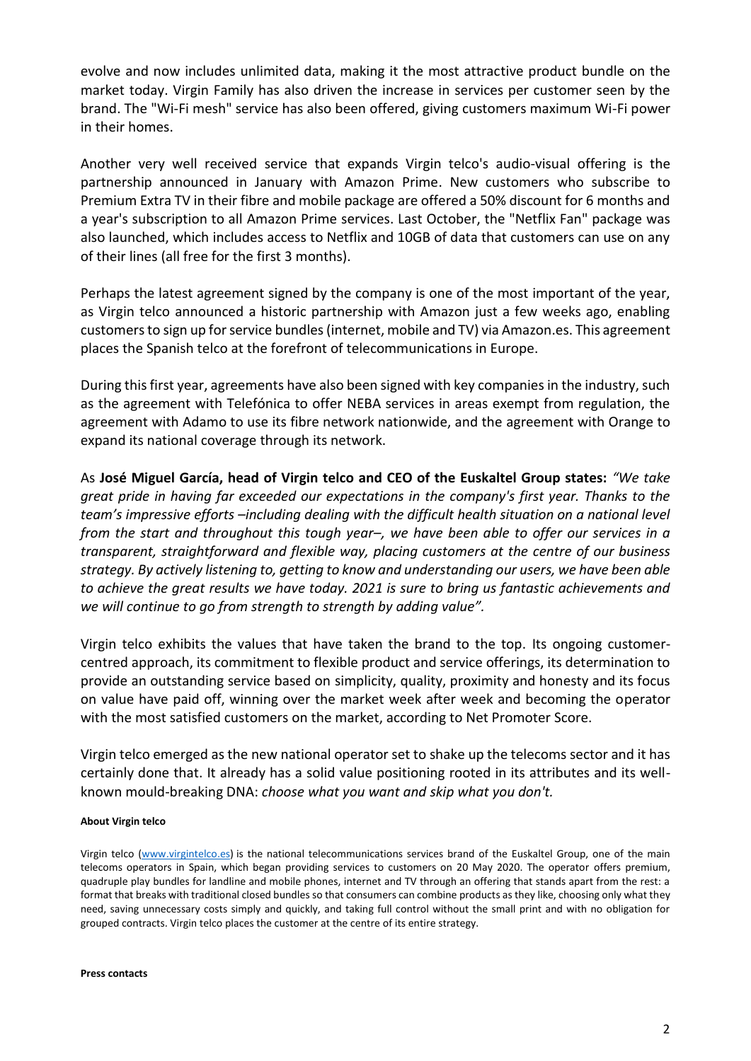evolve and now includes unlimited data, making it the most attractive product bundle on the market today. Virgin Family has also driven the increase in services per customer seen by the brand. The "Wi-Fi mesh" service has also been offered, giving customers maximum Wi-Fi power in their homes.

Another very well received service that expands Virgin telco's audio-visual offering is the partnership announced in January with Amazon Prime. New customers who subscribe to Premium Extra TV in their fibre and mobile package are offered a 50% discount for 6 months and a year's subscription to all Amazon Prime services. Last October, the "Netflix Fan" package was also launched, which includes access to Netflix and 10GB of data that customers can use on any of their lines (all free for the first 3 months).

Perhaps the latest agreement signed by the company is one of the most important of the year, as Virgin telco announced a historic partnership with Amazon just a few weeks ago, enabling customers to sign up for service bundles (internet, mobile and TV) via Amazon.es. This agreement places the Spanish telco at the forefront of telecommunications in Europe.

During this first year, agreements have also been signed with key companies in the industry, such as the agreement with Telefónica to offer NEBA services in areas exempt from regulation, the agreement with Adamo to use its fibre network nationwide, and the agreement with Orange to expand its national coverage through its network.

As **José Miguel García, head of Virgin telco and CEO of the Euskaltel Group states:** *"We take great pride in having far exceeded our expectations in the company's first year. Thanks to the team's impressive efforts –including dealing with the difficult health situation on a national level from the start and throughout this tough year–, we have been able to offer our services in a transparent, straightforward and flexible way, placing customers at the centre of our business strategy. By actively listening to, getting to know and understanding our users, we have been able to achieve the great results we have today. 2021 is sure to bring us fantastic achievements and we will continue to go from strength to strength by adding value".*

Virgin telco exhibits the values that have taken the brand to the top. Its ongoing customer-centred approach, its commitment to flexible product and service offerings, its determination to provide an outstanding service based on simplicity, quality, proximity and honesty and its focus on value have paid off, winning over the market week after week and becoming the operator with the most satisfied customers on the market, according to Net Promoter Score.

Virgin telco emerged as the new national operator set to shake up the telecoms sector and it has certainly done that. It already has a solid value positioning rooted in its attributes and its well-known mould-breaking DNA: *choose what you want and skip what you don't.*

**About Virgin telco**

Virgin telco ([www.virgintelco.es](www.virgintelco.es)) is the national telecommunications services brand of the Euskaltel Group, one of the main telecoms operators in Spain, which began providing services to customers on 20 May 2020. The operator offers premium, quadruple play bundles for landline and mobile phones, internet and TV through an offering that stands apart from the rest: a format that breaks with traditional closed bundles so that consumers can combine products as they like, choosing only what they need, saving unnecessary costs simply and quickly, and taking full control without the small print and with no obligation for grouped contracts. Virgin telco places the customer at the centre of its entire strategy.

**Press contacts**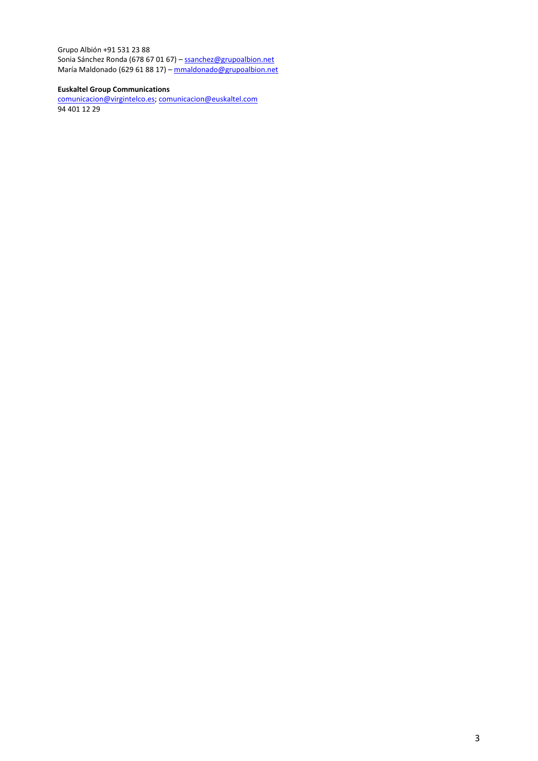Grupo Albión +91 531 23 88
Sonia Sánchez Ronda (678 67 01 67) – ssanchez@grupoalbion.net
María Maldonado (629 61 88 17) – mmaldonado@grupoalbion.net

**Euskaltel Group Communications**
comunicacion@virgintelco.es; comunicacion@euskaltel.com
94 401 12 29